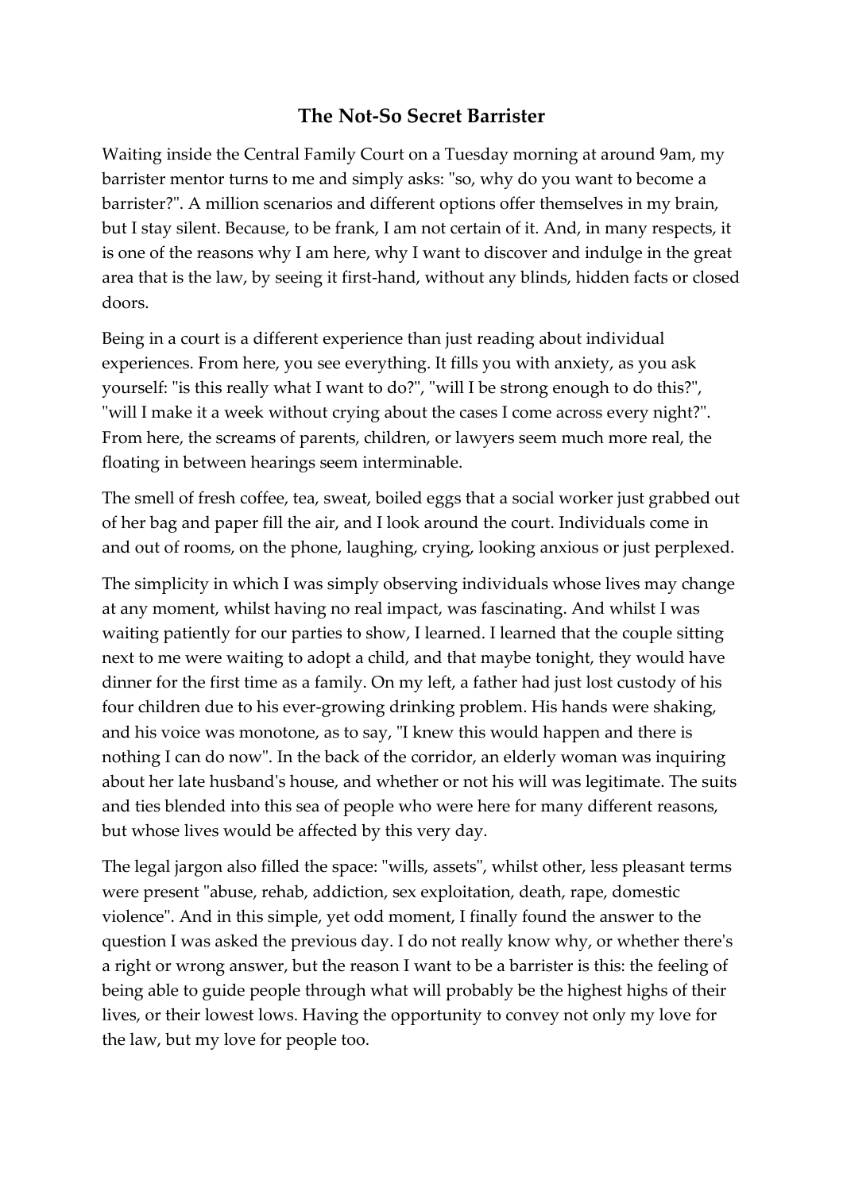# The Not-So Secret Barrister

Waiting inside the Central Family Court on a Tuesday morning at around 9am, my barrister mentor turns to me and simply asks: "so, why do you want to become a barrister?". A million scenarios and different options offer themselves in my brain, but I stay silent. Because, to be frank, I am not certain of it. And, in many respects, it is one of the reasons why I am here, why I want to discover and indulge in the great area that is the law, by seeing it first-hand, without any blinds, hidden facts or closed doors.

Being in a court is a different experience than just reading about individual experiences. From here, you see everything. It fills you with anxiety, as you ask yourself: "is this really what I want to do?", "will I be strong enough to do this?", "will I make it a week without crying about the cases I come across every night?". From here, the screams of parents, children, or lawyers seem much more real, the floating in between hearings seem interminable.

The smell of fresh coffee, tea, sweat, boiled eggs that a social worker just grabbed out of her bag and paper fill the air, and I look around the court. Individuals come in and out of rooms, on the phone, laughing, crying, looking anxious or just perplexed.

The simplicity in which I was simply observing individuals whose lives may change at any moment, whilst having no real impact, was fascinating. And whilst I was waiting patiently for our parties to show, I learned. I learned that the couple sitting next to me were waiting to adopt a child, and that maybe tonight, they would have dinner for the first time as a family. On my left, a father had just lost custody of his four children due to his ever-growing drinking problem. His hands were shaking, and his voice was monotone, as to say, "I knew this would happen and there is nothing I can do now". In the back of the corridor, an elderly woman was inquiring about her late husband's house, and whether or not his will was legitimate. The suits and ties blended into this sea of people who were here for many different reasons, but whose lives would be affected by this very day.

The legal jargon also filled the space: "wills, assets", whilst other, less pleasant terms were present "abuse, rehab, addiction, sex exploitation, death, rape, domestic violence". And in this simple, yet odd moment, I finally found the answer to the question I was asked the previous day. I do not really know why, or whether there's a right or wrong answer, but the reason I want to be a barrister is this: the feeling of being able to guide people through what will probably be the highest highs of their lives, or their lowest lows. Having the opportunity to convey not only my love for the law, but my love for people too.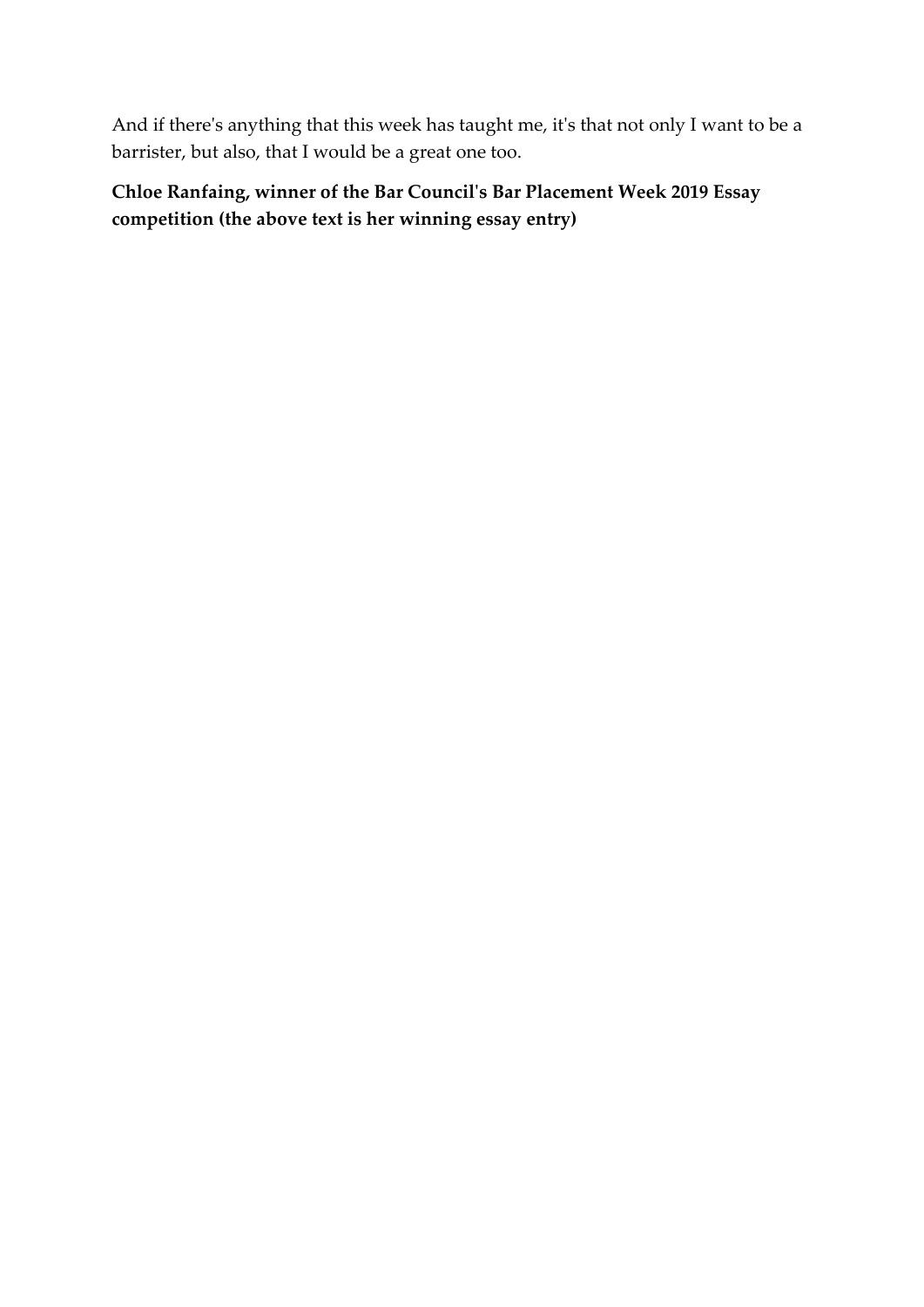And if there's anything that this week has taught me, it's that not only I want to be a barrister, but also, that I would be a great one too.

**Chloe Ranfaing, winner of the Bar Council's Bar Placement Week 2019 Essay competition (the above text is her winning essay entry)**